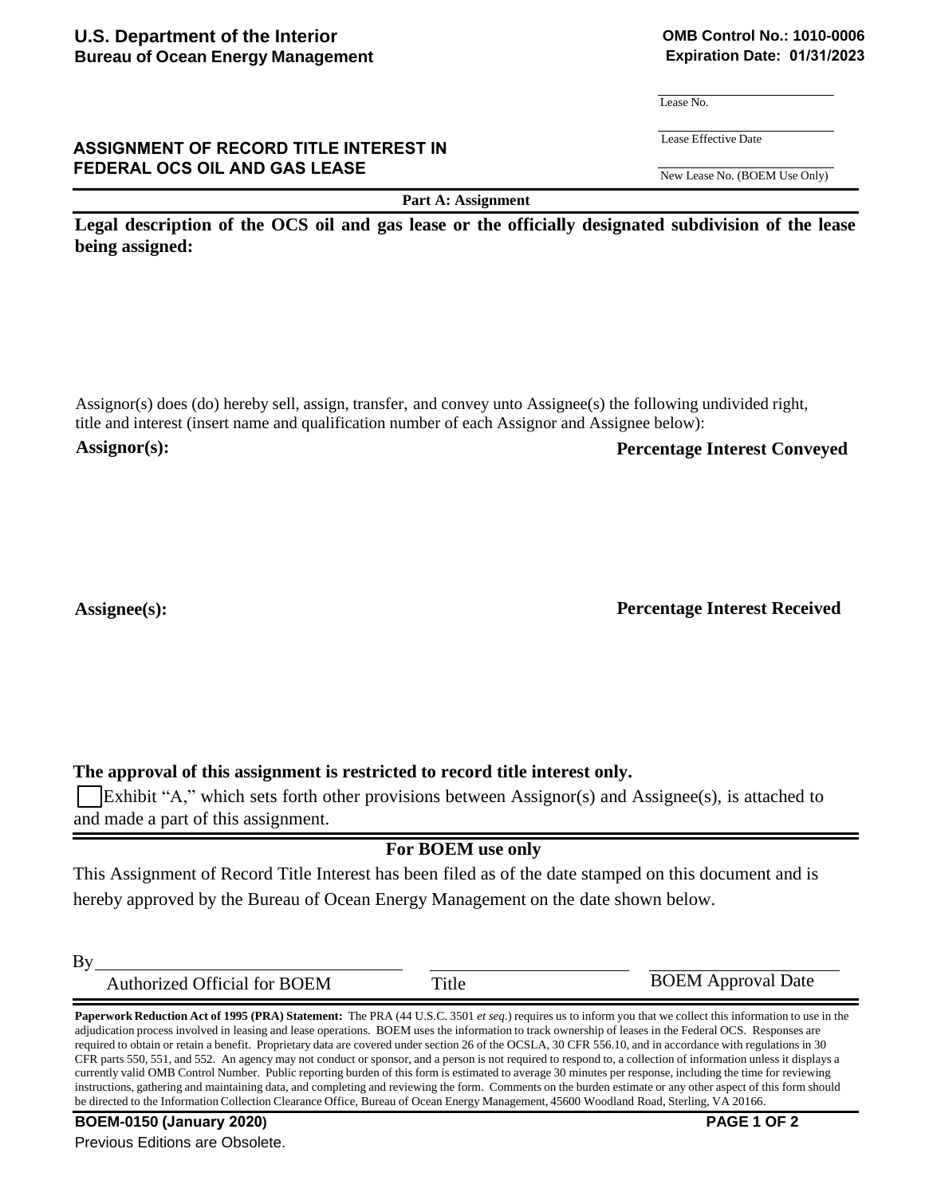**U.S. Department of the Interior**
**Bureau of Ocean Energy Management**

**OMB Control No.: 1010-0006**
**Expiration Date: 01/31/2023**

Lease No.

Lease Effective Date

New Lease No. (BOEM Use Only)

## ASSIGNMENT OF RECORD TITLE INTEREST IN FEDERAL OCS OIL AND GAS LEASE

**Part A: Assignment**

**Legal description of the OCS oil and gas lease or the officially designated subdivision of the lease being assigned:**

Assignor(s) does (do) hereby sell, assign, transfer, and convey unto Assignee(s) the following undivided right, title and interest (insert name and qualification number of each Assignor and Assignee below):

**Assignor(s):** **Percentage Interest Conveyed**

**Assignee(s):** **Percentage Interest Received**

**The approval of this assignment is restricted to record title interest only.**

☐ Exhibit "A," which sets forth other provisions between Assignor(s) and Assignee(s), is attached to and made a part of this assignment.

**For BOEM use only**

This Assignment of Record Title Interest has been filed as of the date stamped on this document and is hereby approved by the Bureau of Ocean Energy Management on the date shown below.

By ______________________ ______________________ ______________________
Authorized Official for BOEM Title BOEM Approval Date

**Paperwork Reduction Act of 1995 (PRA) Statement:** The PRA (44 U.S.C. 3501 *et seq.*) requires us to inform you that we collect this information to use in the adjudication process involved in leasing and lease operations. BOEM uses the information to track ownership of leases in the Federal OCS. Responses are required to obtain or retain a benefit. Proprietary data are covered under section 26 of the OCSLA, 30 CFR 556.10, and in accordance with regulations in 30 CFR parts 550, 551, and 552. An agency may not conduct or sponsor, and a person is not required to respond to, a collection of information unless it displays a currently valid OMB Control Number. Public reporting burden of this form is estimated to average 30 minutes per response, including the time for reviewing instructions, gathering and maintaining data, and completing and reviewing the form. Comments on the burden estimate or any other aspect of this form should be directed to the Information Collection Clearance Office, Bureau of Ocean Energy Management, 45600 Woodland Road, Sterling, VA 20166.

**BOEM-0150 (January 2020)**
Previous Editions are Obsolete.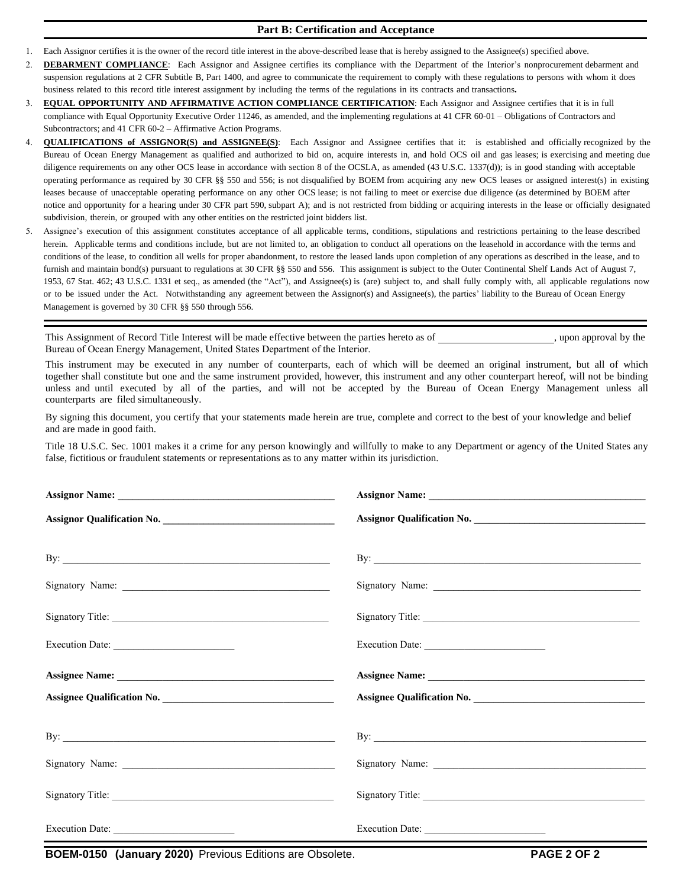## Part B: Certification and Acceptance

1. Each Assignor certifies it is the owner of the record title interest in the above-described lease that is hereby assigned to the Assignee(s) specified above.
2. **DEBARMENT COMPLIANCE**: Each Assignor and Assignee certifies its compliance with the Department of the Interior's nonprocurement debarment and suspension regulations at 2 CFR Subtitle B, Part 1400, and agree to communicate the requirement to comply with these regulations to persons with whom it does business related to this record title interest assignment by including the terms of the regulations in its contracts and transactions**.**
3. **EQUAL OPPORTUNITY AND AFFIRMATIVE ACTION COMPLIANCE CERTIFICATION**: Each Assignor and Assignee certifies that it is in full compliance with Equal Opportunity Executive Order 11246, as amended, and the implementing regulations at 41 CFR 60-01 – Obligations of Contractors and Subcontractors; and 41 CFR 60-2 – Affirmative Action Programs.
4. **QUALIFICATIONS of ASSIGNOR(S) and ASSIGNEE(S)**: Each Assignor and Assignee certifies that it: is established and officially recognized by the Bureau of Ocean Energy Management as qualified and authorized to bid on, acquire interests in, and hold OCS oil and gas leases; is exercising and meeting due diligence requirements on any other OCS lease in accordance with section 8 of the OCSLA, as amended (43 U.S.C. 1337(d)); is in good standing with acceptable operating performance as required by 30 CFR §§ 550 and 556; is not disqualified by BOEM from acquiring any new OCS leases or assigned interest(s) in existing leases because of unacceptable operating performance on any other OCS lease; is not failing to meet or exercise due diligence (as determined by BOEM after notice and opportunity for a hearing under 30 CFR part 590, subpart A); and is not restricted from bidding or acquiring interests in the lease or officially designated subdivision, therein, or grouped with any other entities on the restricted joint bidders list.
5. Assignee's execution of this assignment constitutes acceptance of all applicable terms, conditions, stipulations and restrictions pertaining to the lease described herein. Applicable terms and conditions include, but are not limited to, an obligation to conduct all operations on the leasehold in accordance with the terms and conditions of the lease, to condition all wells for proper abandonment, to restore the leased lands upon completion of any operations as described in the lease, and to furnish and maintain bond(s) pursuant to regulations at 30 CFR §§ 550 and 556. This assignment is subject to the Outer Continental Shelf Lands Act of August 7, 1953, 67 Stat. 462; 43 U.S.C. 1331 et seq., as amended (the "Act"), and Assignee(s) is (are) subject to, and shall fully comply with, all applicable regulations now or to be issued under the Act. Notwithstanding any agreement between the Assignor(s) and Assignee(s), the parties' liability to the Bureau of Ocean Energy Management is governed by 30 CFR §§ 550 through 556.

---

This Assignment of Record Title Interest will be made effective between the parties hereto as of \_\_\_\_\_\_\_\_\_\_\_\_\_\_\_\_\_\_\_\_\_\_, upon approval by the Bureau of Ocean Energy Management, United States Department of the Interior.

This instrument may be executed in any number of counterparts, each of which will be deemed an original instrument, but all of which together shall constitute but one and the same instrument provided, however, this instrument and any other counterpart hereof, will not be binding unless and until executed by all of the parties, and will not be accepted by the Bureau of Ocean Energy Management unless all counterparts are filed simultaneously.

By signing this document, you certify that your statements made herein are true, complete and correct to the best of your knowledge and belief and are made in good faith.

Title 18 U.S.C. Sec. 1001 makes it a crime for any person knowingly and willfully to make to any Department or agency of the United States any false, fictitious or fraudulent statements or representations as to any matter within its jurisdiction.

| | |
|---|---|
| **Assignor Name:** \_\_\_\_\_\_\_\_\_\_\_\_\_\_\_\_\_\_\_\_ | **Assignor Name:** \_\_\_\_\_\_\_\_\_\_\_\_\_\_\_\_\_\_\_\_ |
| **Assignor Qualification No.** \_\_\_\_\_\_\_\_\_\_\_\_\_\_\_\_\_\_\_\_ | **Assignor Qualification No.** \_\_\_\_\_\_\_\_\_\_\_\_\_\_\_\_\_\_\_\_ |
| By: \_\_\_\_\_\_\_\_\_\_\_\_\_\_\_\_\_\_\_\_ | By: \_\_\_\_\_\_\_\_\_\_\_\_\_\_\_\_\_\_\_\_ |
| Signatory Name: \_\_\_\_\_\_\_\_\_\_\_\_\_\_\_\_\_\_\_\_ | Signatory Name: \_\_\_\_\_\_\_\_\_\_\_\_\_\_\_\_\_\_\_\_ |
| Signatory Title: \_\_\_\_\_\_\_\_\_\_\_\_\_\_\_\_\_\_\_\_ | Signatory Title: \_\_\_\_\_\_\_\_\_\_\_\_\_\_\_\_\_\_\_\_ |
| Execution Date: \_\_\_\_\_\_\_\_\_\_\_\_\_\_\_\_\_\_\_\_ | Execution Date: \_\_\_\_\_\_\_\_\_\_\_\_\_\_\_\_\_\_\_\_ |
| **Assignee Name:** \_\_\_\_\_\_\_\_\_\_\_\_\_\_\_\_\_\_\_\_ | **Assignee Name:** \_\_\_\_\_\_\_\_\_\_\_\_\_\_\_\_\_\_\_\_ |
| **Assignee Qualification No.** \_\_\_\_\_\_\_\_\_\_\_\_\_\_\_\_\_\_\_\_ | **Assignee Qualification No.** \_\_\_\_\_\_\_\_\_\_\_\_\_\_\_\_\_\_\_\_ |
| By: \_\_\_\_\_\_\_\_\_\_\_\_\_\_\_\_\_\_\_\_ | By: \_\_\_\_\_\_\_\_\_\_\_\_\_\_\_\_\_\_\_\_ |
| Signatory Name: \_\_\_\_\_\_\_\_\_\_\_\_\_\_\_\_\_\_\_\_ | Signatory Name: \_\_\_\_\_\_\_\_\_\_\_\_\_\_\_\_\_\_\_\_ |
| Signatory Title: \_\_\_\_\_\_\_\_\_\_\_\_\_\_\_\_\_\_\_\_ | Signatory Title: \_\_\_\_\_\_\_\_\_\_\_\_\_\_\_\_\_\_\_\_ |
| Execution Date: \_\_\_\_\_\_\_\_\_\_\_\_\_\_\_\_\_\_\_\_ | Execution Date: \_\_\_\_\_\_\_\_\_\_\_\_\_\_\_\_\_\_\_\_ |

**BOEM-0150 (January 2020)** Previous Editions are Obsolete.